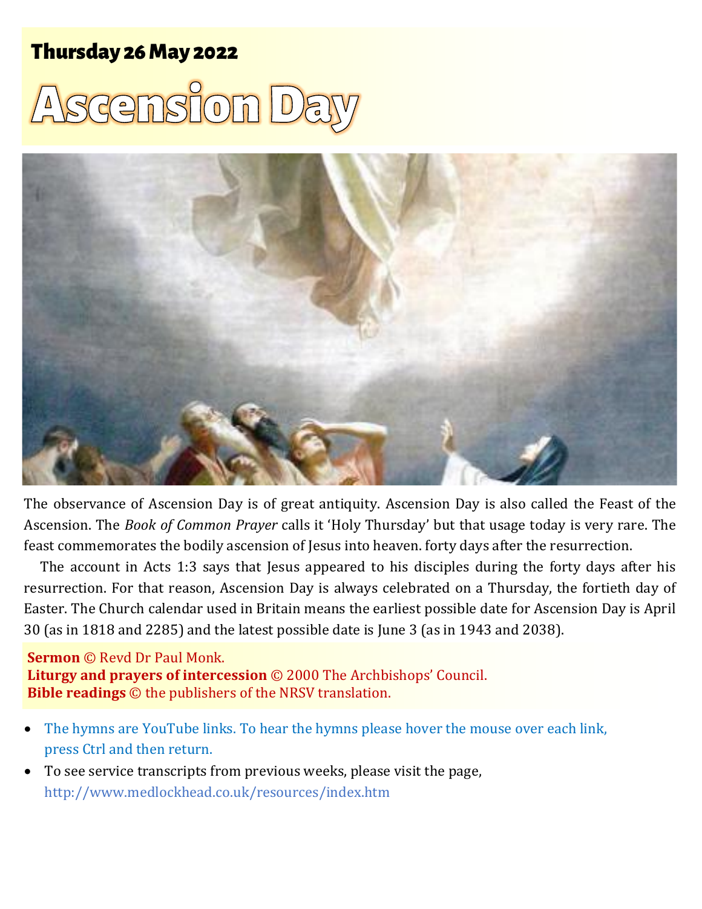**Thursday 26 May 2022**

# Ascension Day

The observance of Ascension Day is of great antiquity. Ascension Day is also called the Feast of the Ascension. The *Book of Common Prayer* calls it 'Holy Thursday' but that usage today is very rare. The feast commemorates the bodily ascension of Jesus into heaven. forty days after the resurrection.

The account in Acts 1:3 says that Jesus appeared to his disciples during the forty days after his resurrection. For that reason, Ascension Day is always celebrated on a Thursday, the fortieth day of Easter. The Church calendar used in Britain means the earliest possible date for Ascension Day is April 30 (as in 1818 and 2285) and the latest possible date is June 3 (as in 1943 and 2038).

**Sermon** © Revd Dr Paul Monk.
**Liturgy and prayers of intercession** © 2000 The Archbishops' Council.
**Bible readings** © the publishers of the NRSV translation.

- The hymns are YouTube links. To hear the hymns please hover the mouse over each link, press Ctrl and then return.
- To see service transcripts from previous weeks, please visit the page, http://www.medlockhead.co.uk/resources/index.htm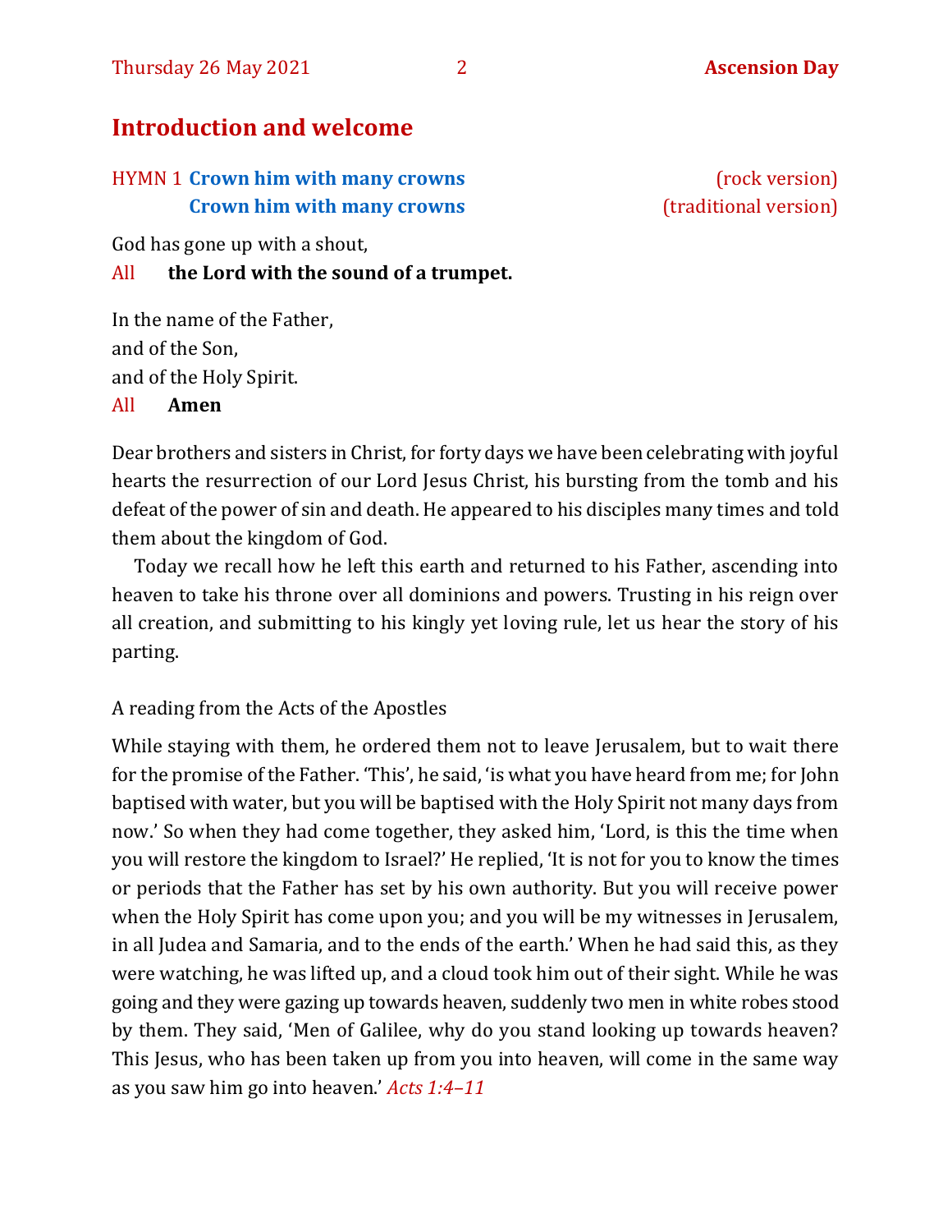## Introduction and welcome

HYMN 1 **Crown him with many crowns** (rock version)
**Crown him with many crowns** (traditional version)

God has gone up with a shout,
All **the Lord with the sound of a trumpet.**

In the name of the Father,
and of the Son,
and of the Holy Spirit.
All **Amen**

Dear brothers and sisters in Christ, for forty days we have been celebrating with joyful hearts the resurrection of our Lord Jesus Christ, his bursting from the tomb and his defeat of the power of sin and death. He appeared to his disciples many times and told them about the kingdom of God.

Today we recall how he left this earth and returned to his Father, ascending into heaven to take his throne over all dominions and powers. Trusting in his reign over all creation, and submitting to his kingly yet loving rule, let us hear the story of his parting.

A reading from the Acts of the Apostles

While staying with them, he ordered them not to leave Jerusalem, but to wait there for the promise of the Father. 'This', he said, 'is what you have heard from me; for John baptised with water, but you will be baptised with the Holy Spirit not many days from now.' So when they had come together, they asked him, 'Lord, is this the time when you will restore the kingdom to Israel?' He replied, 'It is not for you to know the times or periods that the Father has set by his own authority. But you will receive power when the Holy Spirit has come upon you; and you will be my witnesses in Jerusalem, in all Judea and Samaria, and to the ends of the earth.' When he had said this, as they were watching, he was lifted up, and a cloud took him out of their sight. While he was going and they were gazing up towards heaven, suddenly two men in white robes stood by them. They said, 'Men of Galilee, why do you stand looking up towards heaven? This Jesus, who has been taken up from you into heaven, will come in the same way as you saw him go into heaven.' *Acts 1:4–11*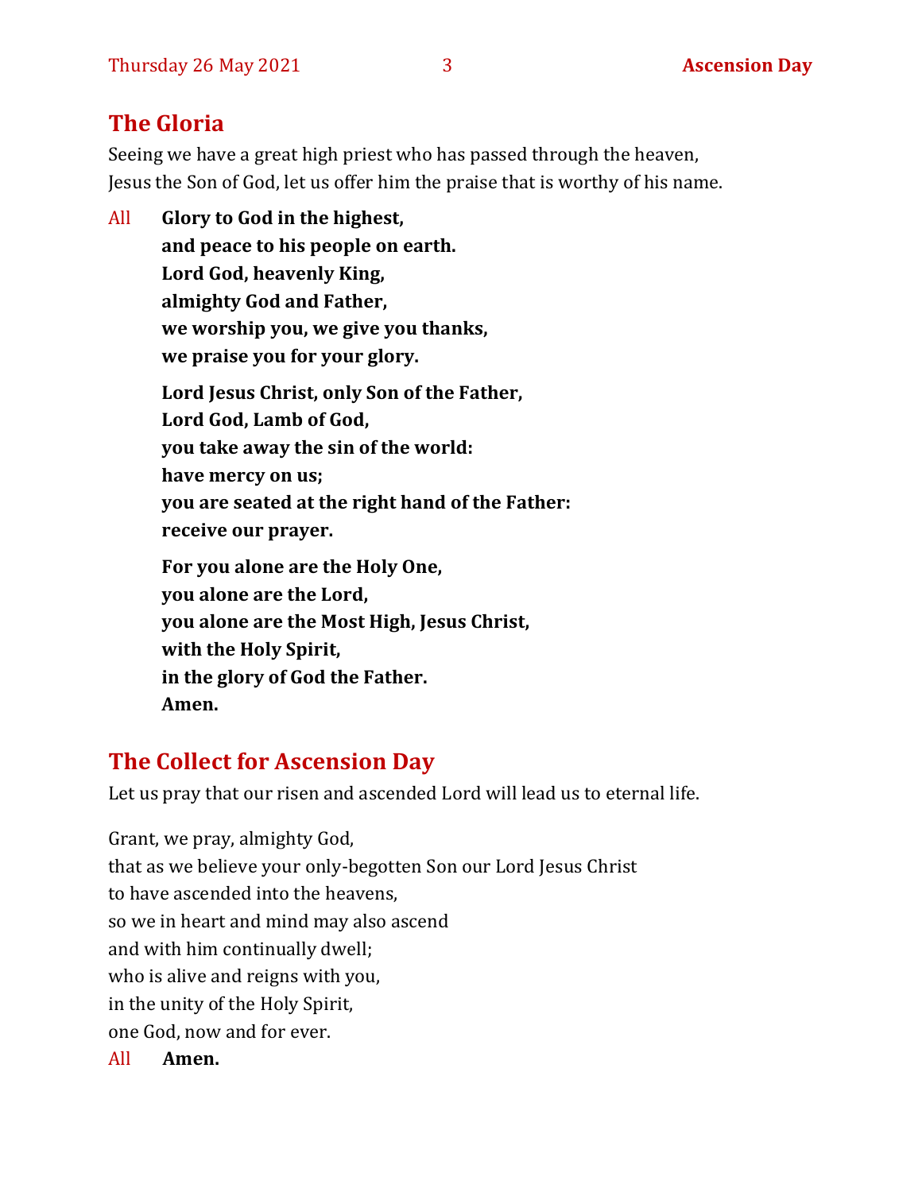## The Gloria

Seeing we have a great high priest who has passed through the heaven,
Jesus the Son of God, let us offer him the praise that is worthy of his name.

All **Glory to God in the highest,**
**and peace to his people on earth.**
**Lord God, heavenly King,**
**almighty God and Father,**
**we worship you, we give you thanks,**
**we praise you for your glory.**

**Lord Jesus Christ, only Son of the Father,**
**Lord God, Lamb of God,**
**you take away the sin of the world:**
**have mercy on us;**
**you are seated at the right hand of the Father:**
**receive our prayer.**

**For you alone are the Holy One,**
**you alone are the Lord,**
**you alone are the Most High, Jesus Christ,**
**with the Holy Spirit,**
**in the glory of God the Father.**
**Amen.**

## The Collect for Ascension Day

Let us pray that our risen and ascended Lord will lead us to eternal life.

Grant, we pray, almighty God,
that as we believe your only-begotten Son our Lord Jesus Christ
to have ascended into the heavens,
so we in heart and mind may also ascend
and with him continually dwell;
who is alive and reigns with you,
in the unity of the Holy Spirit,
one God, now and for ever.

All **Amen.**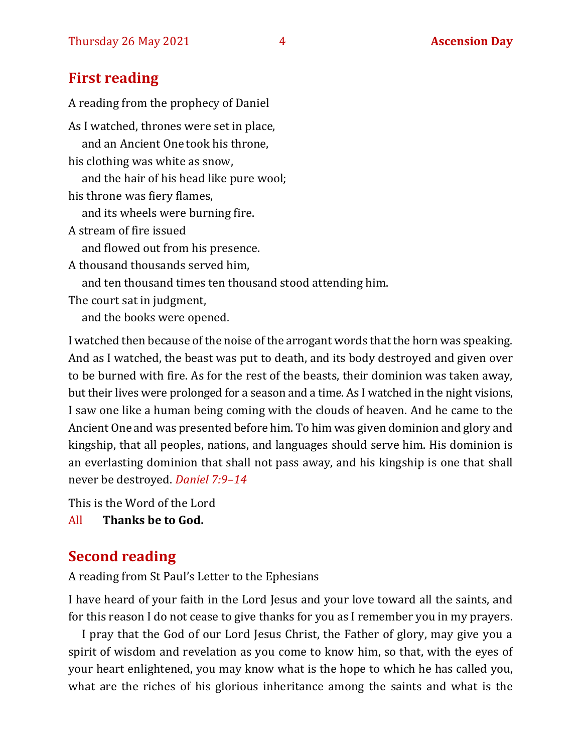## First reading

A reading from the prophecy of Daniel

As I watched, thrones were set in place,
  and an Ancient One took his throne,
his clothing was white as snow,
  and the hair of his head like pure wool;
his throne was fiery flames,
  and its wheels were burning fire.
A stream of fire issued
  and flowed out from his presence.
A thousand thousands served him,
  and ten thousand times ten thousand stood attending him.
The court sat in judgment,
  and the books were opened.

I watched then because of the noise of the arrogant words that the horn was speaking. And as I watched, the beast was put to death, and its body destroyed and given over to be burned with fire. As for the rest of the beasts, their dominion was taken away, but their lives were prolonged for a season and a time. As I watched in the night visions, I saw one like a human being coming with the clouds of heaven. And he came to the Ancient One and was presented before him. To him was given dominion and glory and kingship, that all peoples, nations, and languages should serve him. His dominion is an everlasting dominion that shall not pass away, and his kingship is one that shall never be destroyed. *Daniel 7:9–14*

This is the Word of the Lord
All **Thanks be to God.**

## Second reading

A reading from St Paul's Letter to the Ephesians

I have heard of your faith in the Lord Jesus and your love toward all the saints, and for this reason I do not cease to give thanks for you as I remember you in my prayers.

I pray that the God of our Lord Jesus Christ, the Father of glory, may give you a spirit of wisdom and revelation as you come to know him, so that, with the eyes of your heart enlightened, you may know what is the hope to which he has called you, what are the riches of his glorious inheritance among the saints and what is the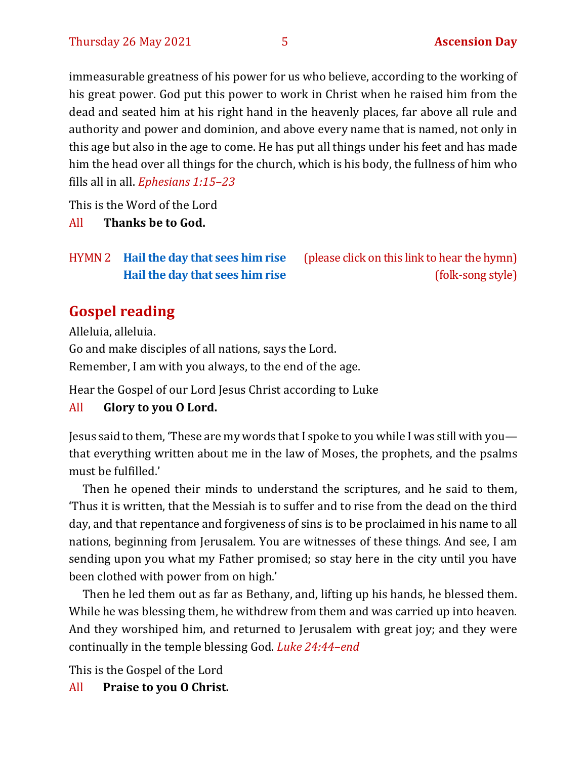immeasurable greatness of his power for us who believe, according to the working of his great power. God put this power to work in Christ when he raised him from the dead and seated him at his right hand in the heavenly places, far above all rule and authority and power and dominion, and above every name that is named, not only in this age but also in the age to come. He has put all things under his feet and has made him the head over all things for the church, which is his body, the fullness of him who fills all in all. *Ephesians 1:15–23*

This is the Word of the Lord

All **Thanks be to God.**

HYMN 2 **Hail the day that sees him rise** (please click on this link to hear the hymn)
**Hail the day that sees him rise** (folk-song style)

## Gospel reading

Alleluia, alleluia.
Go and make disciples of all nations, says the Lord.
Remember, I am with you always, to the end of the age.

Hear the Gospel of our Lord Jesus Christ according to Luke

All **Glory to you O Lord.**

Jesus said to them, 'These are my words that I spoke to you while I was still with you—that everything written about me in the law of Moses, the prophets, and the psalms must be fulfilled.'

Then he opened their minds to understand the scriptures, and he said to them, 'Thus it is written, that the Messiah is to suffer and to rise from the dead on the third day, and that repentance and forgiveness of sins is to be proclaimed in his name to all nations, beginning from Jerusalem. You are witnesses of these things. And see, I am sending upon you what my Father promised; so stay here in the city until you have been clothed with power from on high.'

Then he led them out as far as Bethany, and, lifting up his hands, he blessed them. While he was blessing them, he withdrew from them and was carried up into heaven. And they worshiped him, and returned to Jerusalem with great joy; and they were continually in the temple blessing God. *Luke 24:44–end*

This is the Gospel of the Lord

All **Praise to you O Christ.**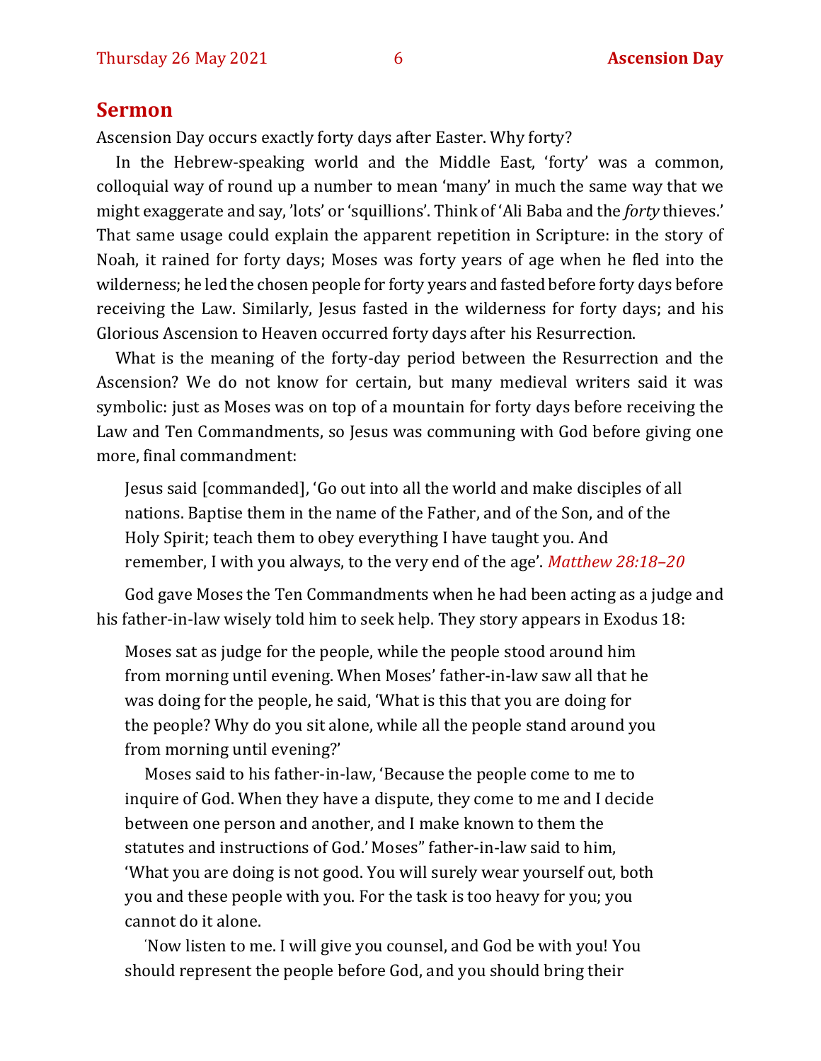## Sermon

Ascension Day occurs exactly forty days after Easter. Why forty?

In the Hebrew-speaking world and the Middle East, 'forty' was a common, colloquial way of round up a number to mean 'many' in much the same way that we might exaggerate and say, 'lots' or 'squillions'. Think of 'Ali Baba and the *forty* thieves.' That same usage could explain the apparent repetition in Scripture: in the story of Noah, it rained for forty days; Moses was forty years of age when he fled into the wilderness; he led the chosen people for forty years and fasted before forty days before receiving the Law. Similarly, Jesus fasted in the wilderness for forty days; and his Glorious Ascension to Heaven occurred forty days after his Resurrection.

What is the meaning of the forty-day period between the Resurrection and the Ascension? We do not know for certain, but many medieval writers said it was symbolic: just as Moses was on top of a mountain for forty days before receiving the Law and Ten Commandments, so Jesus was communing with God before giving one more, final commandment:

> Jesus said [commanded], 'Go out into all the world and make disciples of all nations. Baptise them in the name of the Father, and of the Son, and of the Holy Spirit; teach them to obey everything I have taught you. And remember, I with you always, to the very end of the age'. *Matthew 28:18–20*

God gave Moses the Ten Commandments when he had been acting as a judge and his father-in-law wisely told him to seek help. They story appears in Exodus 18:

> Moses sat as judge for the people, while the people stood around him from morning until evening. When Moses' father-in-law saw all that he was doing for the people, he said, 'What is this that you are doing for the people? Why do you sit alone, while all the people stand around you from morning until evening?'
>
> Moses said to his father-in-law, 'Because the people come to me to inquire of God. When they have a dispute, they come to me and I decide between one person and another, and I make known to them the statutes and instructions of God.' Moses'' father-in-law said to him, 'What you are doing is not good. You will surely wear yourself out, both you and these people with you. For the task is too heavy for you; you cannot do it alone.
>
> 'Now listen to me. I will give you counsel, and God be with you! You should represent the people before God, and you should bring their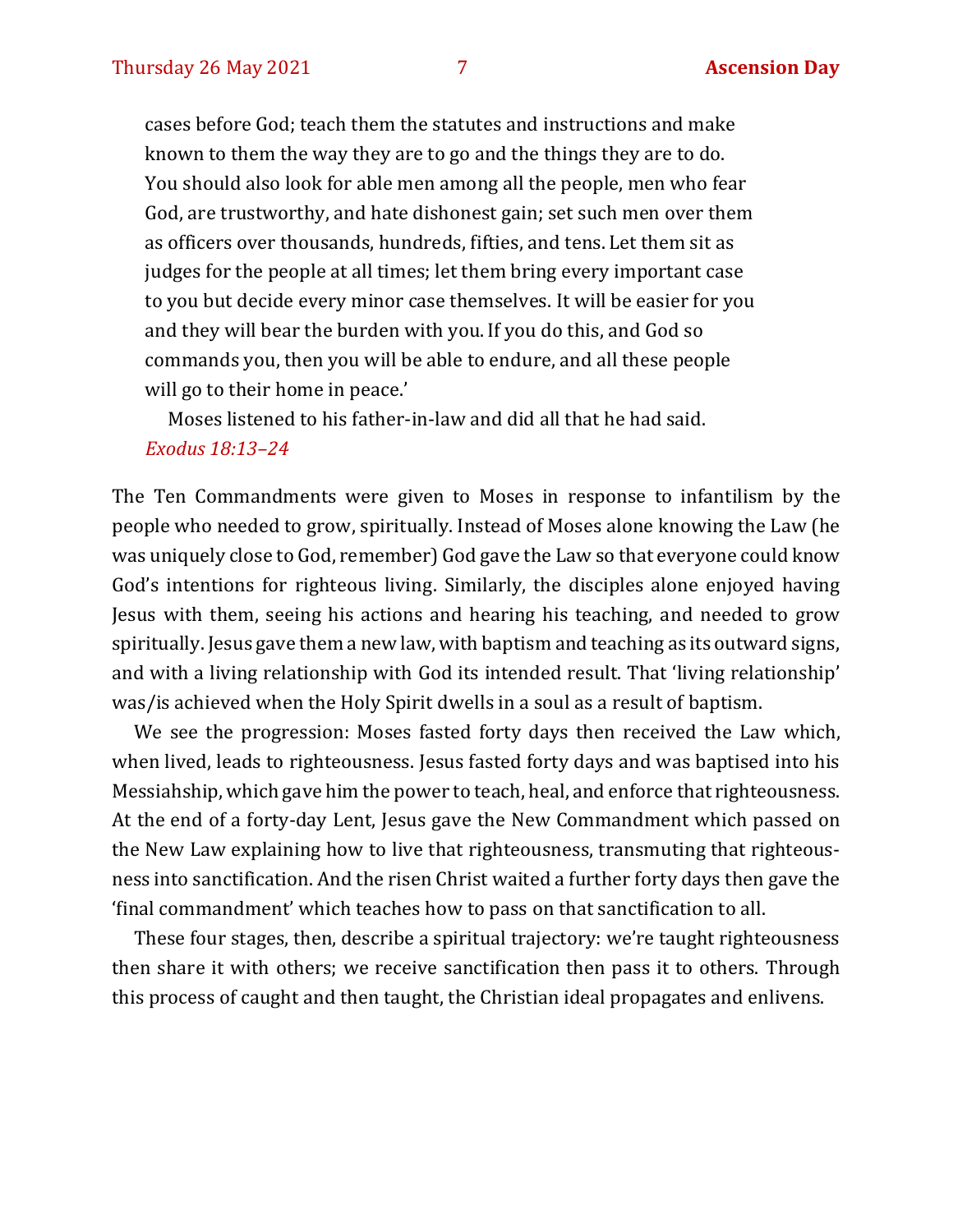cases before God; teach them the statutes and instructions and make known to them the way they are to go and the things they are to do. You should also look for able men among all the people, men who fear God, are trustworthy, and hate dishonest gain; set such men over them as officers over thousands, hundreds, fifties, and tens. Let them sit as judges for the people at all times; let them bring every important case to you but decide every minor case themselves. It will be easier for you and they will bear the burden with you. If you do this, and God so commands you, then you will be able to endure, and all these people will go to their home in peace.'

Moses listened to his father-in-law and did all that he had said.
*Exodus 18:13–24*

The Ten Commandments were given to Moses in response to infantilism by the people who needed to grow, spiritually. Instead of Moses alone knowing the Law (he was uniquely close to God, remember) God gave the Law so that everyone could know God's intentions for righteous living. Similarly, the disciples alone enjoyed having Jesus with them, seeing his actions and hearing his teaching, and needed to grow spiritually. Jesus gave them a new law, with baptism and teaching as its outward signs, and with a living relationship with God its intended result. That 'living relationship' was/is achieved when the Holy Spirit dwells in a soul as a result of baptism.

We see the progression: Moses fasted forty days then received the Law which, when lived, leads to righteousness. Jesus fasted forty days and was baptised into his Messiahship, which gave him the power to teach, heal, and enforce that righteousness. At the end of a forty-day Lent, Jesus gave the New Commandment which passed on the New Law explaining how to live that righteousness, transmuting that righteousness into sanctification. And the risen Christ waited a further forty days then gave the 'final commandment' which teaches how to pass on that sanctification to all.

These four stages, then, describe a spiritual trajectory: we're taught righteousness then share it with others; we receive sanctification then pass it to others. Through this process of caught and then taught, the Christian ideal propagates and enlivens.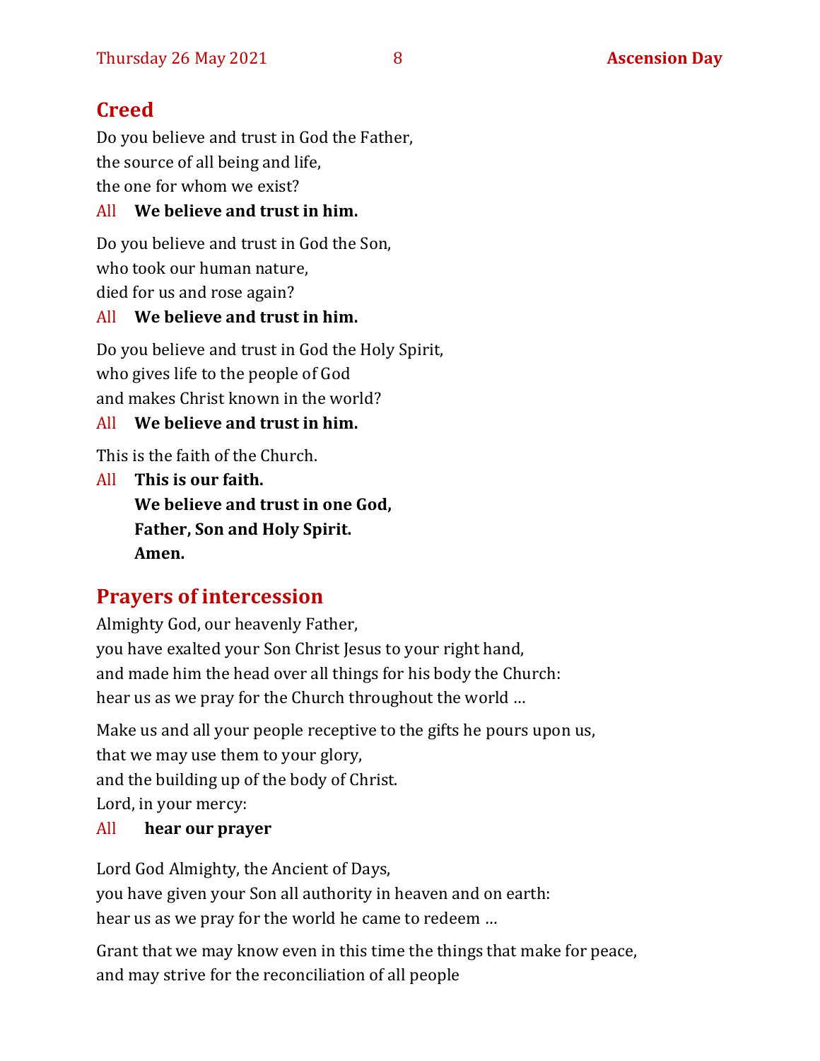## Creed

Do you believe and trust in God the Father,
the source of all being and life,
the one for whom we exist?

All **We believe and trust in him.**

Do you believe and trust in God the Son,
who took our human nature,
died for us and rose again?

All **We believe and trust in him.**

Do you believe and trust in God the Holy Spirit,
who gives life to the people of God
and makes Christ known in the world?

All **We believe and trust in him.**

This is the faith of the Church.

All **This is our faith.**
**We believe and trust in one God,**
**Father, Son and Holy Spirit.**
**Amen.**

## Prayers of intercession

Almighty God, our heavenly Father,
you have exalted your Son Christ Jesus to your right hand,
and made him the head over all things for his body the Church:
hear us as we pray for the Church throughout the world …

Make us and all your people receptive to the gifts he pours upon us,
that we may use them to your glory,
and the building up of the body of Christ.
Lord, in your mercy:

All **hear our prayer**

Lord God Almighty, the Ancient of Days,
you have given your Son all authority in heaven and on earth:
hear us as we pray for the world he came to redeem …

Grant that we may know even in this time the things that make for peace,
and may strive for the reconciliation of all people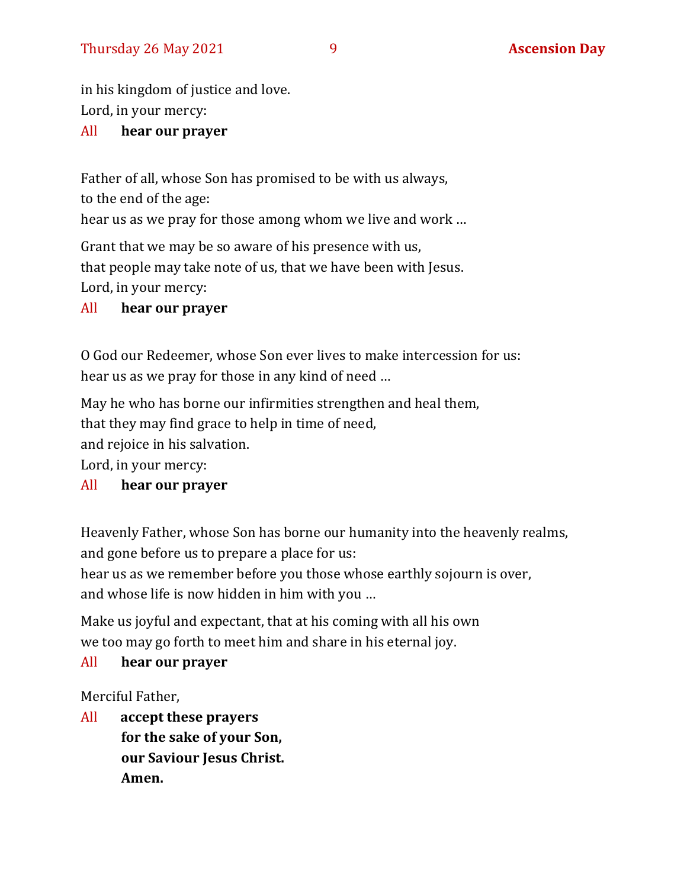in his kingdom of justice and love.
Lord, in your mercy:

All **hear our prayer**

Father of all, whose Son has promised to be with us always,
to the end of the age:
hear us as we pray for those among whom we live and work …

Grant that we may be so aware of his presence with us,
that people may take note of us, that we have been with Jesus.
Lord, in your mercy:

All **hear our prayer**

O God our Redeemer, whose Son ever lives to make intercession for us:
hear us as we pray for those in any kind of need …

May he who has borne our infirmities strengthen and heal them,
that they may find grace to help in time of need,
and rejoice in his salvation.
Lord, in your mercy:

All **hear our prayer**

Heavenly Father, whose Son has borne our humanity into the heavenly realms,
and gone before us to prepare a place for us:
hear us as we remember before you those whose earthly sojourn is over,
and whose life is now hidden in him with you …

Make us joyful and expectant, that at his coming with all his own
we too may go forth to meet him and share in his eternal joy.

All **hear our prayer**

Merciful Father,

All **accept these prayers**
**for the sake of your Son,**
**our Saviour Jesus Christ.**
**Amen.**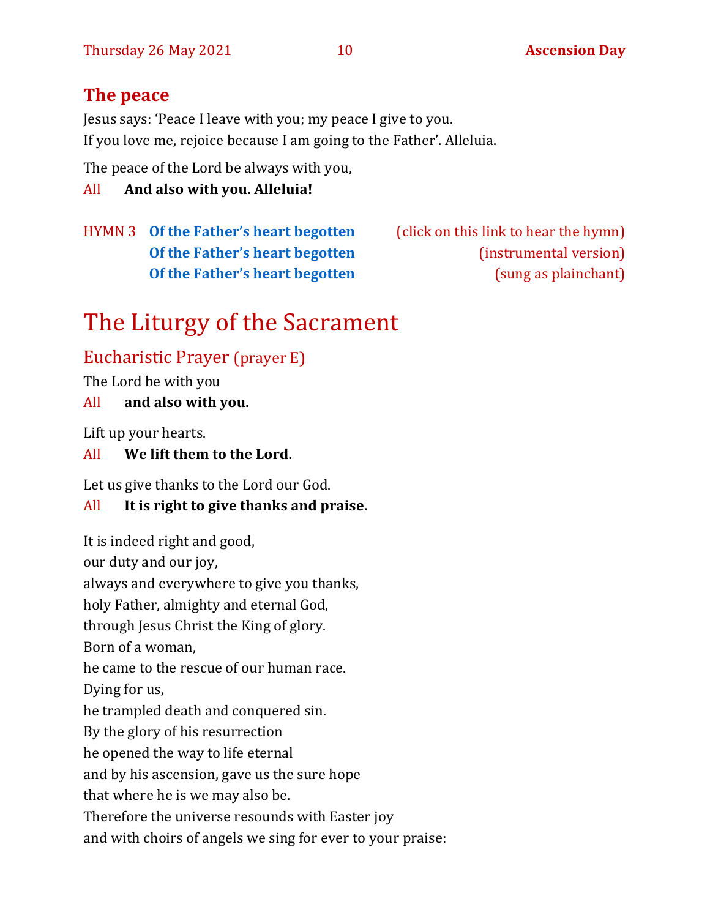## The peace

Jesus says: 'Peace I leave with you; my peace I give to you.
If you love me, rejoice because I am going to the Father'. Alleluia.

The peace of the Lord be always with you,

All **And also with you. Alleluia!**

HYMN 3 **Of the Father's heart begotten** (click on this link to hear the hymn)
**Of the Father's heart begotten** (instrumental version)
**Of the Father's heart begotten** (sung as plainchant)

# The Liturgy of the Sacrament

## Eucharistic Prayer (prayer E)

The Lord be with you

All **and also with you.**

Lift up your hearts.

All **We lift them to the Lord.**

Let us give thanks to the Lord our God.

All **It is right to give thanks and praise.**

It is indeed right and good,
our duty and our joy,
always and everywhere to give you thanks,
holy Father, almighty and eternal God,
through Jesus Christ the King of glory.
Born of a woman,
he came to the rescue of our human race.
Dying for us,
he trampled death and conquered sin.
By the glory of his resurrection
he opened the way to life eternal
and by his ascension, gave us the sure hope
that where he is we may also be.
Therefore the universe resounds with Easter joy
and with choirs of angels we sing for ever to your praise: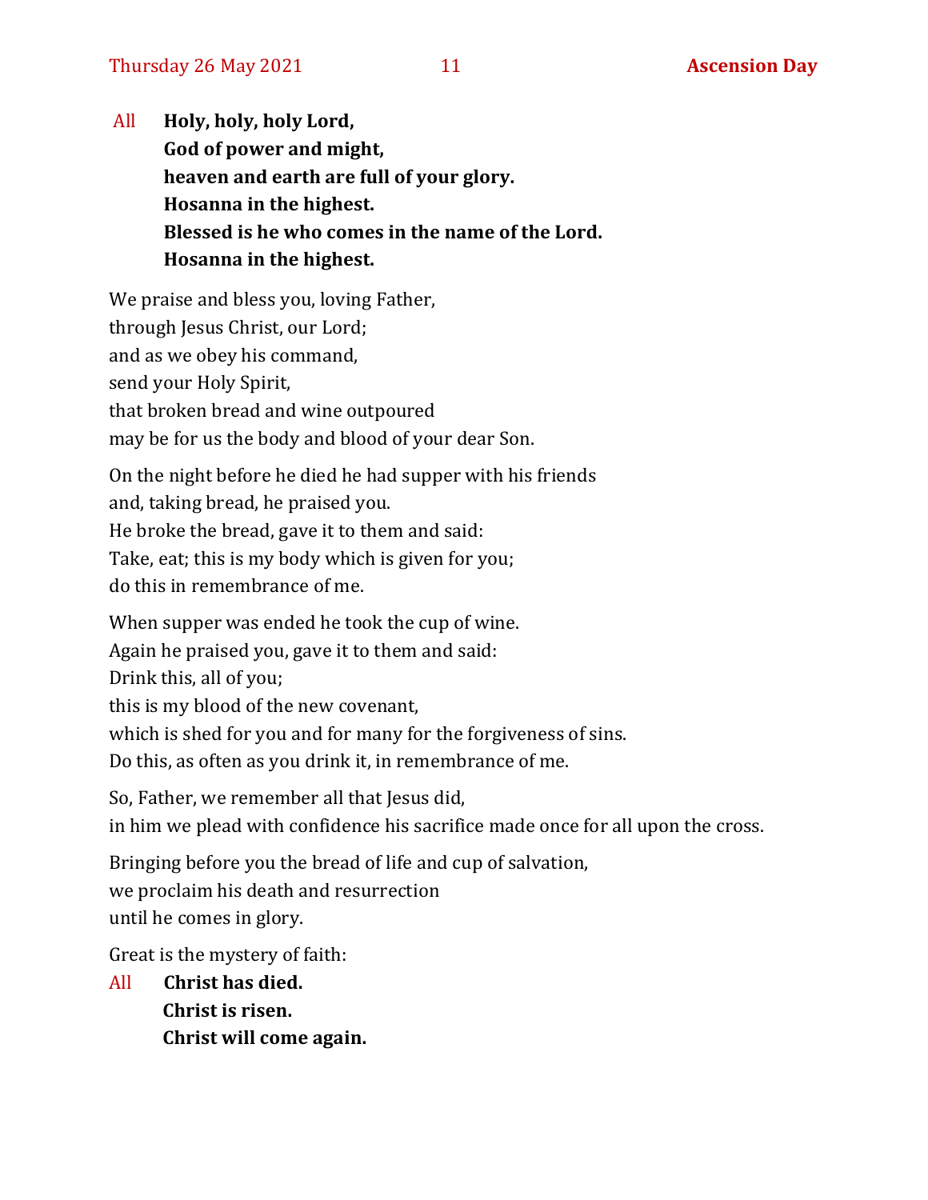All **Holy, holy, holy Lord,**
**God of power and might,**
**heaven and earth are full of your glory.**
**Hosanna in the highest.**
**Blessed is he who comes in the name of the Lord.**
**Hosanna in the highest.**

We praise and bless you, loving Father,
through Jesus Christ, our Lord;
and as we obey his command,
send your Holy Spirit,
that broken bread and wine outpoured
may be for us the body and blood of your dear Son.

On the night before he died he had supper with his friends
and, taking bread, he praised you.
He broke the bread, gave it to them and said:
Take, eat; this is my body which is given for you;
do this in remembrance of me.

When supper was ended he took the cup of wine.
Again he praised you, gave it to them and said:
Drink this, all of you;
this is my blood of the new covenant,
which is shed for you and for many for the forgiveness of sins.
Do this, as often as you drink it, in remembrance of me.

So, Father, we remember all that Jesus did,
in him we plead with confidence his sacrifice made once for all upon the cross.

Bringing before you the bread of life and cup of salvation,
we proclaim his death and resurrection
until he comes in glory.

Great is the mystery of faith:

All **Christ has died.**
**Christ is risen.**
**Christ will come again.**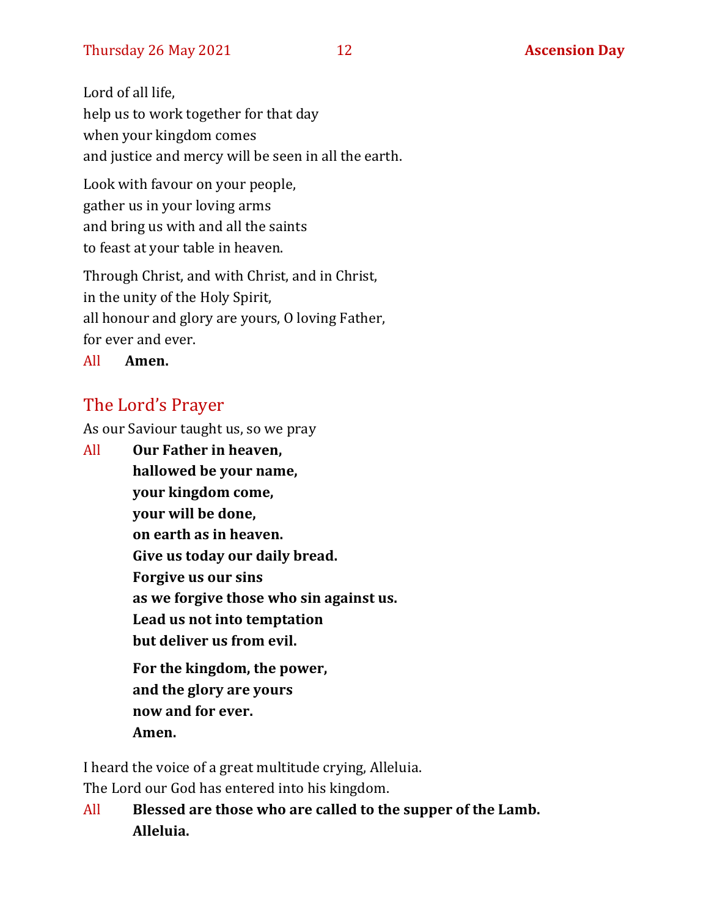Lord of all life,
help us to work together for that day
when your kingdom comes
and justice and mercy will be seen in all the earth.

Look with favour on your people,
gather us in your loving arms
and bring us with and all the saints
to feast at your table in heaven.

Through Christ, and with Christ, and in Christ,
in the unity of the Holy Spirit,
all honour and glory are yours, O loving Father,
for ever and ever.

All **Amen.**

## The Lord's Prayer

As our Saviour taught us, so we pray

All **Our Father in heaven,**
**hallowed be your name,**
**your kingdom come,**
**your will be done,**
**on earth as in heaven.**
**Give us today our daily bread.**
**Forgive us our sins**
**as we forgive those who sin against us.**
**Lead us not into temptation**
**but deliver us from evil.**

**For the kingdom, the power,**
**and the glory are yours**
**now and for ever.**
**Amen.**

I heard the voice of a great multitude crying, Alleluia.
The Lord our God has entered into his kingdom.

All **Blessed are those who are called to the supper of the Lamb.**
**Alleluia.**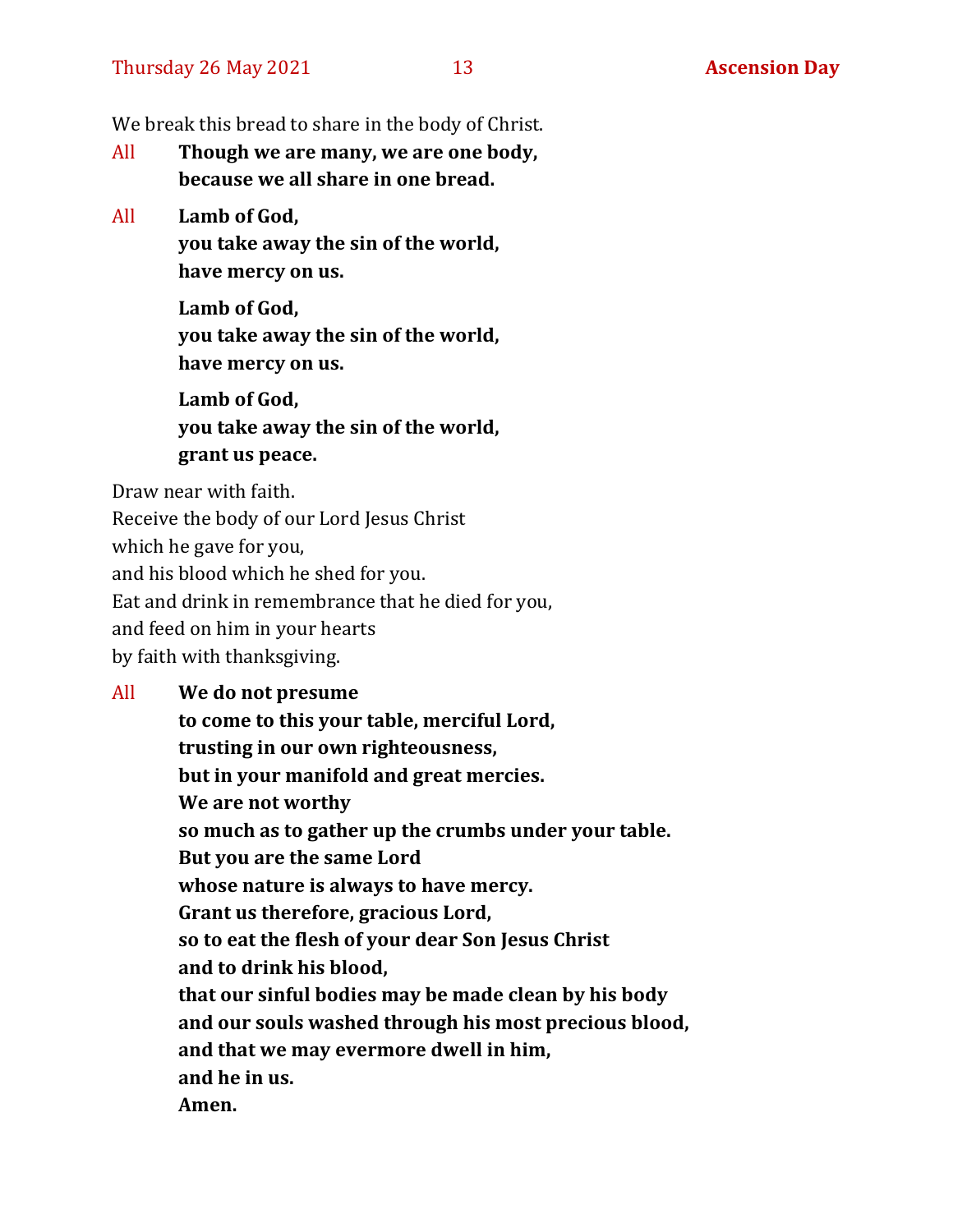We break this bread to share in the body of Christ.

All **Though we are many, we are one body,**
**because we all share in one bread.**

All **Lamb of God,**
**you take away the sin of the world,**
**have mercy on us.**

**Lamb of God,**
**you take away the sin of the world,**
**have mercy on us.**

**Lamb of God,**
**you take away the sin of the world,**
**grant us peace.**

Draw near with faith.
Receive the body of our Lord Jesus Christ
which he gave for you,
and his blood which he shed for you.
Eat and drink in remembrance that he died for you,
and feed on him in your hearts
by faith with thanksgiving.

All **We do not presume**
**to come to this your table, merciful Lord,**
**trusting in our own righteousness,**
**but in your manifold and great mercies.**
**We are not worthy**
**so much as to gather up the crumbs under your table.**
**But you are the same Lord**
**whose nature is always to have mercy.**
**Grant us therefore, gracious Lord,**
**so to eat the flesh of your dear Son Jesus Christ**
**and to drink his blood,**
**that our sinful bodies may be made clean by his body**
**and our souls washed through his most precious blood,**
**and that we may evermore dwell in him,**
**and he in us.**
**Amen.**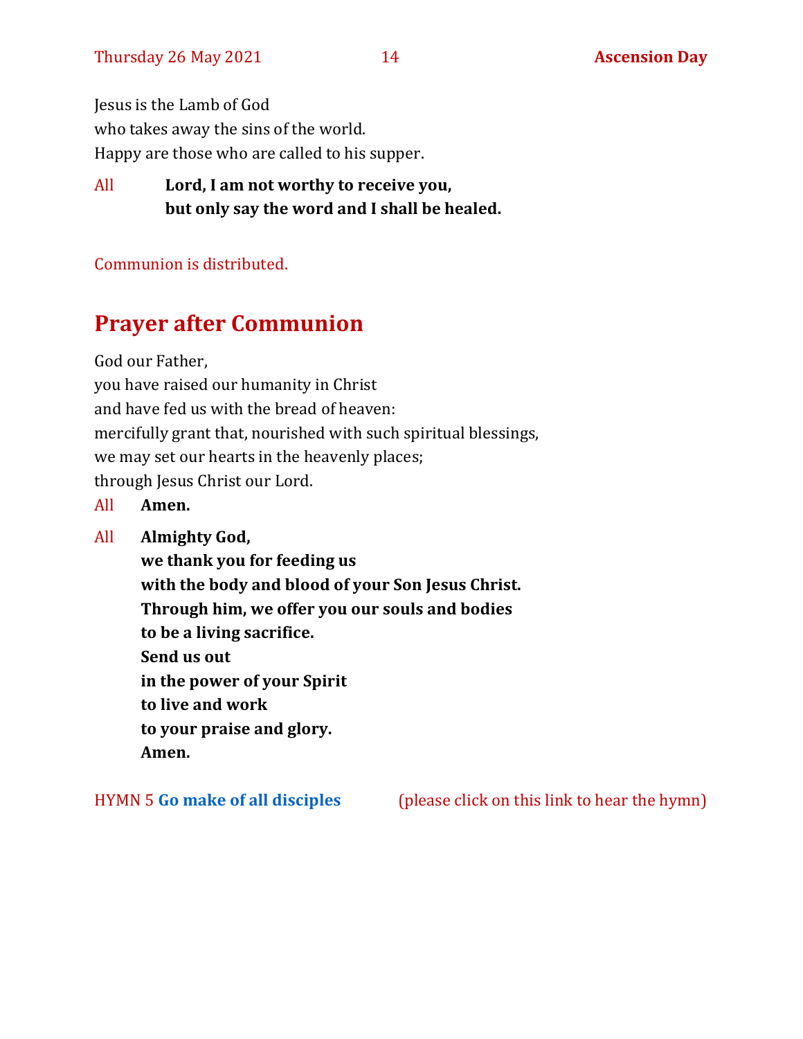Jesus is the Lamb of God
who takes away the sins of the world.
Happy are those who are called to his supper.

All **Lord, I am not worthy to receive you,**
**but only say the word and I shall be healed.**

Communion is distributed.

## Prayer after Communion

God our Father,
you have raised our humanity in Christ
and have fed us with the bread of heaven:
mercifully grant that, nourished with such spiritual blessings,
we may set our hearts in the heavenly places;
through Jesus Christ our Lord.

All **Amen.**

All **Almighty God,**
**we thank you for feeding us**
**with the body and blood of your Son Jesus Christ.**
**Through him, we offer you our souls and bodies**
**to be a living sacrifice.**
**Send us out**
**in the power of your Spirit**
**to live and work**
**to your praise and glory.**
**Amen.**

HYMN 5 **Go make of all disciples** (please click on this link to hear the hymn)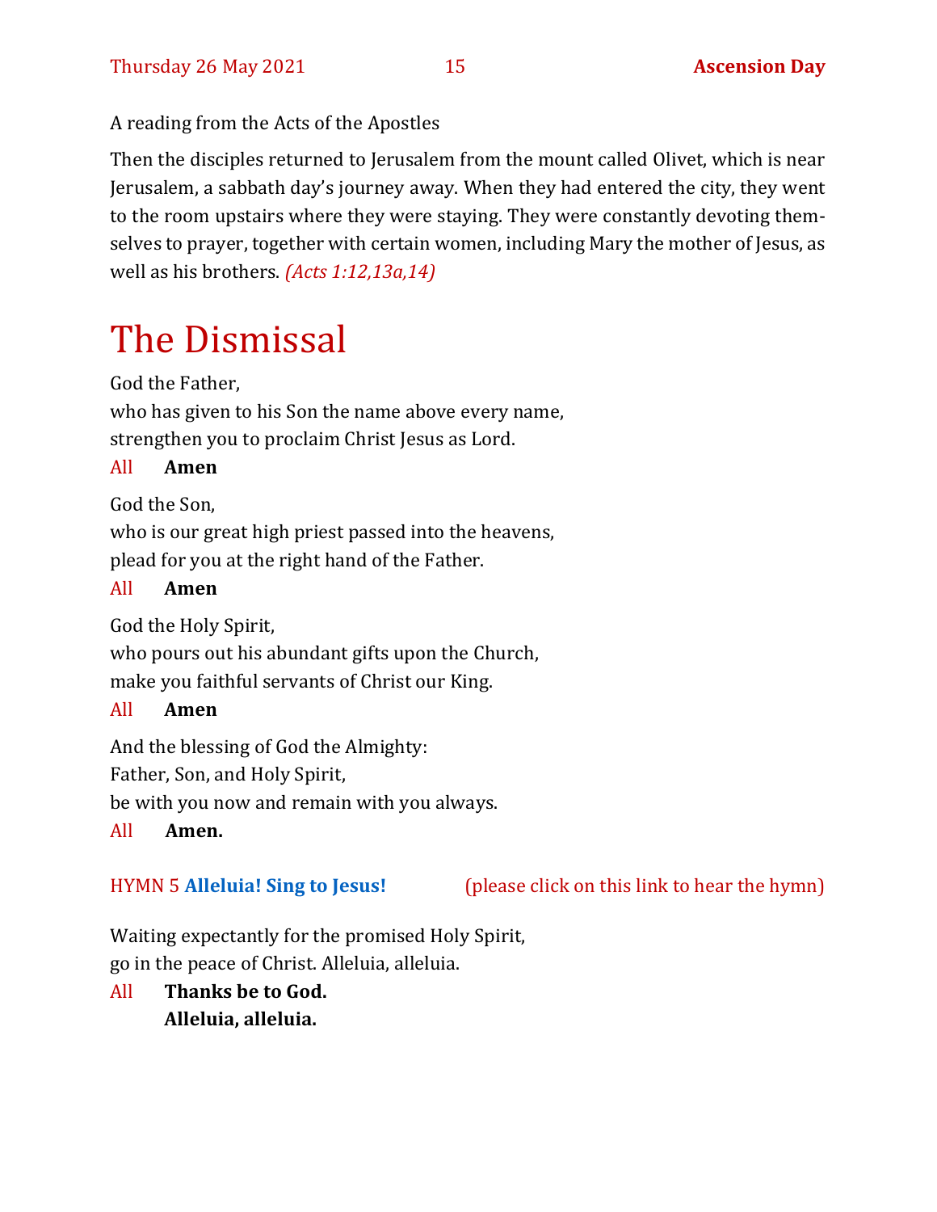A reading from the Acts of the Apostles

Then the disciples returned to Jerusalem from the mount called Olivet, which is near Jerusalem, a sabbath day's journey away. When they had entered the city, they went to the room upstairs where they were staying. They were constantly devoting themselves to prayer, together with certain women, including Mary the mother of Jesus, as well as his brothers. *(Acts 1:12,13a,14)*

# The Dismissal

God the Father,
who has given to his Son the name above every name,
strengthen you to proclaim Christ Jesus as Lord.

All **Amen**

God the Son,
who is our great high priest passed into the heavens,
plead for you at the right hand of the Father.

All **Amen**

God the Holy Spirit,
who pours out his abundant gifts upon the Church,
make you faithful servants of Christ our King.

All **Amen**

And the blessing of God the Almighty:
Father, Son, and Holy Spirit,
be with you now and remain with you always.

All **Amen.**

HYMN 5 **Alleluia! Sing to Jesus!** (please click on this link to hear the hymn)

Waiting expectantly for the promised Holy Spirit,
go in the peace of Christ. Alleluia, alleluia.

All **Thanks be to God.**
**Alleluia, alleluia.**